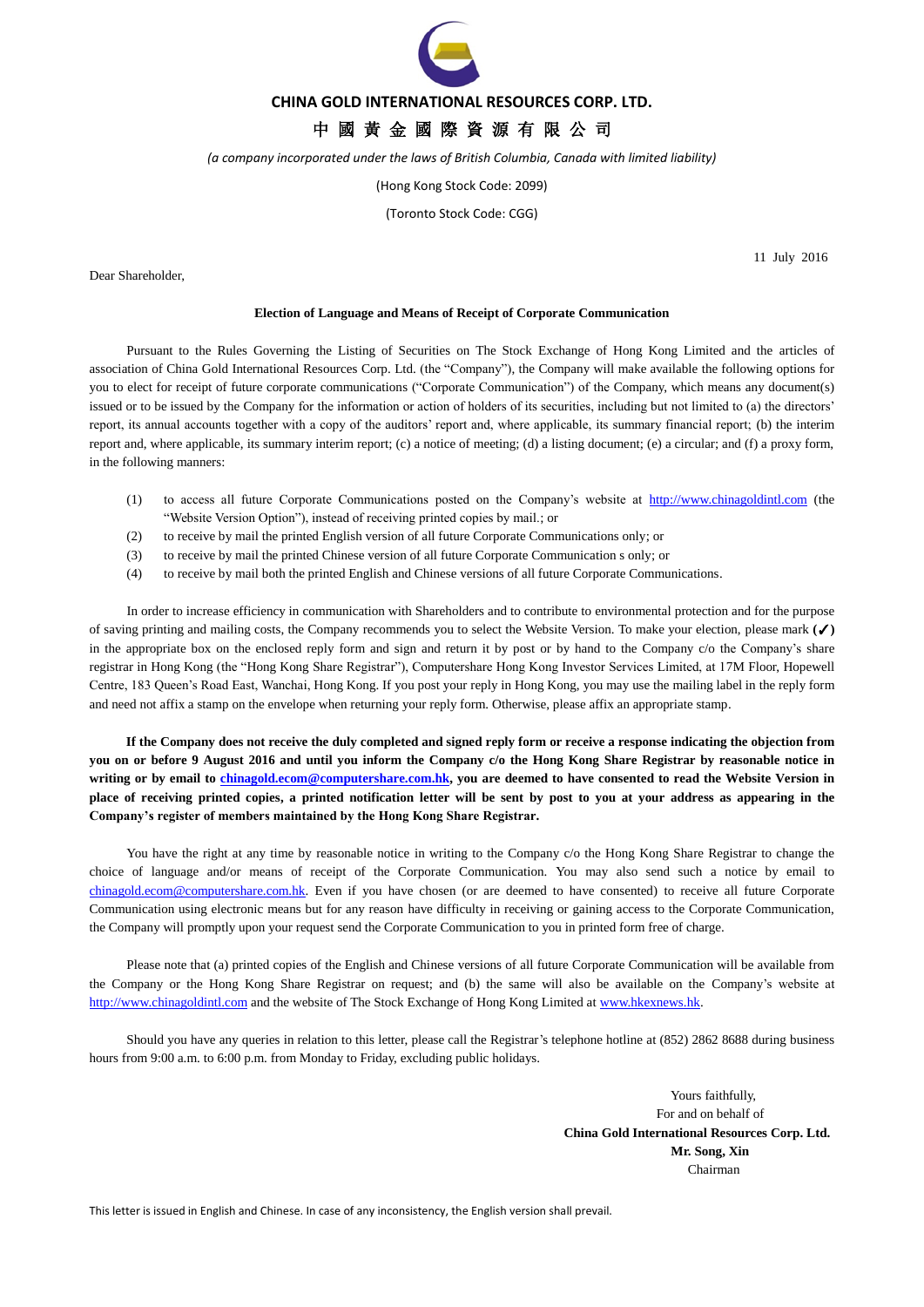# CHINA GOLD INTERNATIONAL RESOURCES CORP. LTD.

## 中 國 黃 金 國 際 資 源 有 限 公 司

*(a company incorporated under the laws of British Columbia, Canada with limited liability)*

(Hong Kong Stock Code: 2099)

(Toronto Stock Code: CGG)

11 July 2016

Dear Shareholder,

**Election of Language and Means of Receipt of Corporate Communication**

Pursuant to the Rules Governing the Listing of Securities on The Stock Exchange of Hong Kong Limited and the articles of association of China Gold International Resources Corp. Ltd. (the "Company"), the Company will make available the following options for you to elect for receipt of future corporate communications ("Corporate Communication") of the Company, which means any document(s) issued or to be issued by the Company for the information or action of holders of its securities, including but not limited to (a) the directors' report, its annual accounts together with a copy of the auditors' report and, where applicable, its summary financial report; (b) the interim report and, where applicable, its summary interim report; (c) a notice of meeting; (d) a listing document; (e) a circular; and (f) a proxy form, in the following manners:

(1) to access all future Corporate Communications posted on the Company's website at http://www.chinagoldintl.com (the "Website Version Option"), instead of receiving printed copies by mail.; or

(2) to receive by mail the printed English version of all future Corporate Communications only; or

(3) to receive by mail the printed Chinese version of all future Corporate Communication s only; or

(4) to receive by mail both the printed English and Chinese versions of all future Corporate Communications.

In order to increase efficiency in communication with Shareholders and to contribute to environmental protection and for the purpose of saving printing and mailing costs, the Company recommends you to select the Website Version. To make your election, please mark **(✓)** in the appropriate box on the enclosed reply form and sign and return it by post or by hand to the Company c/o the Company's share registrar in Hong Kong (the "Hong Kong Share Registrar"), Computershare Hong Kong Investor Services Limited, at 17M Floor, Hopewell Centre, 183 Queen's Road East, Wanchai, Hong Kong. If you post your reply in Hong Kong, you may use the mailing label in the reply form and need not affix a stamp on the envelope when returning your reply form. Otherwise, please affix an appropriate stamp.

**If the Company does not receive the duly completed and signed reply form or receive a response indicating the objection from you on or before 9 August 2016 and until you inform the Company c/o the Hong Kong Share Registrar by reasonable notice in writing or by email to chinagold.ecom@computershare.com.hk, you are deemed to have consented to read the Website Version in place of receiving printed copies, a printed notification letter will be sent by post to you at your address as appearing in the Company's register of members maintained by the Hong Kong Share Registrar.**

You have the right at any time by reasonable notice in writing to the Company c/o the Hong Kong Share Registrar to change the choice of language and/or means of receipt of the Corporate Communication. You may also send such a notice by email to chinagold.ecom@computershare.com.hk. Even if you have chosen (or are deemed to have consented) to receive all future Corporate Communication using electronic means but for any reason have difficulty in receiving or gaining access to the Corporate Communication, the Company will promptly upon your request send the Corporate Communication to you in printed form free of charge.

Please note that (a) printed copies of the English and Chinese versions of all future Corporate Communication will be available from the Company or the Hong Kong Share Registrar on request; and (b) the same will also be available on the Company's website at http://www.chinagoldintl.com and the website of The Stock Exchange of Hong Kong Limited at www.hkexnews.hk.

Should you have any queries in relation to this letter, please call the Registrar's telephone hotline at (852) 2862 8688 during business hours from 9:00 a.m. to 6:00 p.m. from Monday to Friday, excluding public holidays.

Yours faithfully,
For and on behalf of
**China Gold International Resources Corp. Ltd.**
**Mr. Song, Xin**
Chairman

This letter is issued in English and Chinese. In case of any inconsistency, the English version shall prevail.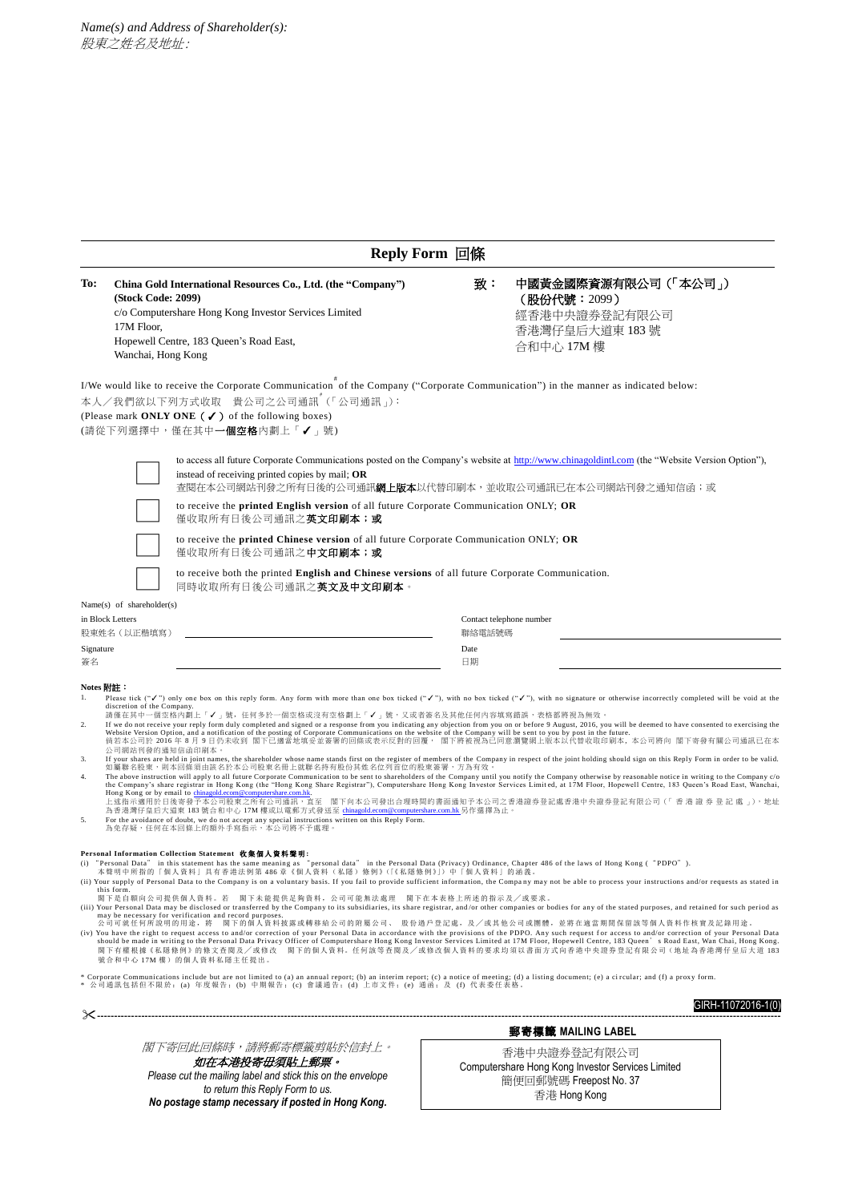*Name(s) and Address of Shareholder(s):*
*股東之姓名及地址：*

# Reply Form 回條

**To: China Gold International Resources Co., Ltd. (the "Company")**
**(Stock Code: 2099)**
c/o Computershare Hong Kong Investor Services Limited
17M Floor,
Hopewell Centre, 183 Queen's Road East,
Wanchai, Hong Kong

**致： 中國黃金國際資源有限公司（「本公司」）**
**（股份代號：2099）**
經香港中央證券登記有限公司
香港灣仔皇后大道東 183 號
合和中心 17M 樓

I/We would like to receive the Corporate Communication[#] of the Company ("Corporate Communication") in the manner as indicated below:
本人／我們欲以下列方式收取 貴公司之公司通訊[#]（「公司通訊」）：
(Please mark **ONLY ONE** (✓) of the following boxes)
(請從下列選擇中，僅在其中**一個空格**內劃上「✓」號)

☐ to access all future Corporate Communications posted on the Company's website at http://www.chinagoldintl.com (the "Website Version Option"), instead of receiving printed copies by mail; **OR**
查閱在本公司網站刊發之所有日後的公司通訊**網上版本**以代替印刷本，並收取公司通訊已在本公司網站刊發之通知信函；或

☐ to receive the **printed English version** of all future Corporate Communication ONLY; **OR**
僅收取所有日後公司通訊之**英文印刷本；或**

☐ to receive the **printed Chinese version** of all future Corporate Communication ONLY; **OR**
僅收取所有日後公司通訊之**中文印刷本；或**

☐ to receive both the printed **English and Chinese versions** of all future Corporate Communication.
同時收取所有日後公司通訊之**英文及中文印刷本**。

Name(s) of shareholder(s) in Block Letters 股東姓名（以正楷填寫） ______________________ Contact telephone number 聯絡電話號碼 ______________________

Signature 簽名 ______________________ Date 日期 ______________________

**Notes 附註：**

1. Please tick ("✓") only one box on this reply form. Any form with more than one box ticked ("✓"), with no box ticked ("✓"), with no signature or otherwise incorrectly completed will be void at the discretion of the Company.
請僅在其中一個空格內劃上「✓」號，任何多於一個空格或沒有空格劃上「✓」號，又或者簽名及其他任何內容填寫錯誤，表格都將視為無效。
2. If we do not receive your reply form duly completed and signed or a response from you indicating any objection from you on or before 9 August, 2016, you will be deemed to have consented to exercising the Website Version Option, and a notification of the posting of Corporate Communications on the website of the Company will be sent to you by post in the future.
倘若本公司於 2016 年 8 月 9 日仍未收到 閣下已適當地填妥並簽署的回條或表示反對的回覆， 閣下將被視為已同意瀏覽網上版本以代替收取印刷本，本公司將向 閣下寄發有關公司通訊已在本公司網站刊發的通知信函印刷本。
3. If your shares are held in joint names, the shareholder whose name stands first on the register of members of the Company in respect of the joint holding should sign on this Reply Form in order to be valid.
如屬聯名股東，則本回條須由該名於本公司股東名冊上就聯名持有股份其姓名位列首位的股東簽署，方為有效。
4. The above instruction will apply to all future Corporate Communication to be sent to shareholders of the Company until you notify the Company otherwise by reasonable notice in writing to the Company c/o the Company's share registrar in Hong Kong (the "Hong Kong Share Registrar"), Computershare Hong Kong Investor Services Limited, at 17M Floor, Hopewell Centre, 183 Queen's Road East, Wanchai, Hong Kong or by email to chinagold.ecom@computershare.com.hk.
上述指示適用於日後寄發予本公司股東之所有公司通訊，直至 閣下向本公司發出合理時間的書面通知予本公司之香港證券登記處香港中央證券登記有限公司（「香港證券登記處」），地址為香港灣仔皇后大道東 183 號合和中心 17M 樓或以電郵方式發送至 chinagold.ecom@computershare.com.hk 另作選擇為止。
5. For the avoidance of doubt, we do not accept any special instructions written on this Reply Form.
為免存疑，任何在本回條上的額外手寫指示，本公司將不予處理。

**Personal Information Collection Statement 收集個人資料聲明：**

(i) "Personal Data" in this statement has the same meaning as "personal data" in the Personal Data (Privacy) Ordinance, Chapter 486 of the laws of Hong Kong ("PDPO").
本聲明中所指的「個人資料」具有香港法例第 486 章《個人資料（私隱）條例》（「《私隱條例》」）中「個人資料」的涵義。

(ii) Your supply of Personal Data to the Company is on a voluntary basis. If you fail to provide sufficient information, the Company may not be able to process your instructions and/or requests as stated in this form.
閣下是自願向公司提供個人資料。若 閣下未能提供足夠資料，公司可能無法處理 閣下在本表格上所述的指示及／或要求。

(iii) Your Personal Data may be disclosed or transferred by the Company to its subsidiaries, its share registrar, and/or other companies or bodies for any of the stated purposes, and retained for such period as may be necessary for verification and record purposes.
公司可就任何所說明的用途，將 閣下的個人資料披露或轉移給公司的附屬公司、 股份過戶登記處，及／或其他公司或團體，並將在適當期間保留該等個人資料作核實及記錄用途。

(iv) You have the right to request access to and/or correction of your Personal Data in accordance with the provisions of the PDPO. Any such request for access to and/or correction of your Personal Data should be made in writing to the Personal Data Privacy Officer of Computershare Hong Kong Investor Services Limited at 17M Floor, Hopewell Centre, 183 Queen's Road East, Wan Chai, Hong Kong.
閣下有權根據《私隱條例》的條文查閱及／或修改 閣下的個人資料。任何該等查閱及／或修改個人資料的要求均須以書面方式向香港中央證券登記有限公司（地址為香港灣仔皇后大道東 183 號合和中心 17M 樓）的個人資料私隱主任提出。

\# Corporate Communications include but are not limited to (a) an annual report; (b) an interim report; (c) a notice of meeting; (d) a listing document; (e) a circular; and (f) a proxy form.
\# 公司通訊包括但不限於：(a) 年度報告；(b) 中期報告；(c) 會議通告；(d) 上市文件；(e) 通函；及 (f) 代表委任表格。

GIRH-11072016-1(0)

---

*閣下寄回此回條時，請將郵寄標籤剪貼於信封上。*
***如在本港投寄毋須貼上郵票。***
*Please cut the mailing label and stick this on the envelope to return this Reply Form to us.*
***No postage stamp necessary if posted in Hong Kong.***

**郵寄標籤 MAILING LABEL**

香港中央證券登記有限公司
Computershare Hong Kong Investor Services Limited
簡便回郵號碼 Freepost No. 37
香港 Hong Kong